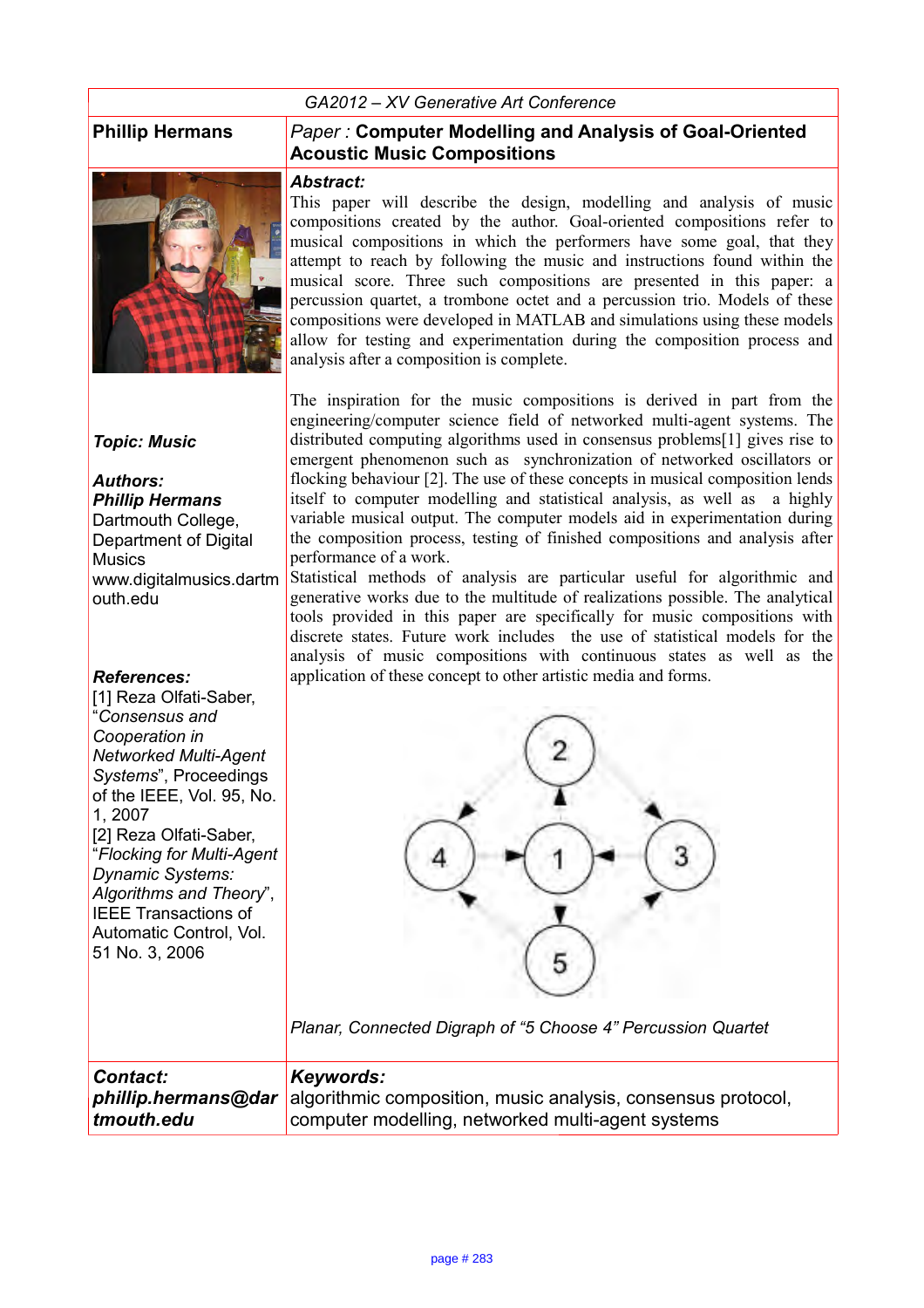GA2012 – XV Generative Art Conference

**Phillip Hermans**

*Paper :* **Computer Modelling and Analysis of Goal-Oriented Acoustic Music Compositions**

***Abstract:***

This paper will describe the design, modelling and analysis of music compositions created by the author. Goal-oriented compositions refer to musical compositions in which the performers have some goal, that they attempt to reach by following the music and instructions found within the musical score. Three such compositions are presented in this paper: a percussion quartet, a trombone octet and a percussion trio. Models of these compositions were developed in MATLAB and simulations using these models allow for testing and experimentation during the composition process and analysis after a composition is complete.

The inspiration for the music compositions is derived in part from the engineering/computer science field of networked multi-agent systems. The distributed computing algorithms used in consensus problems[1] gives rise to emergent phenomenon such as synchronization of networked oscillators or flocking behaviour [2]. The use of these concepts in musical composition lends itself to computer modelling and statistical analysis, as well as a highly variable musical output. The computer models aid in experimentation during the composition process, testing of finished compositions and analysis after performance of a work.

Statistical methods of analysis are particular useful for algorithmic and generative works due to the multitude of realizations possible. The analytical tools provided in this paper are specifically for music compositions with discrete states. Future work includes the use of statistical models for the analysis of music compositions with continuous states as well as the application of these concept to other artistic media and forms.

*Planar, Connected Digraph of "5 Choose 4" Percussion Quartet*

***Topic: Music***

***Authors:***
***Phillip Hermans***
Dartmouth College, Department of Digital Musics
www.digitalmusics.dartmouth.edu

***References:***

[1] Reza Olfati-Saber, "*Consensus and Cooperation in Networked Multi-Agent Systems*", Proceedings of the IEEE, Vol. 95, No. 1, 2007

[2] Reza Olfati-Saber, "*Flocking for Multi-Agent Dynamic Systems: Algorithms and Theory*", IEEE Transactions of Automatic Control, Vol. 51 No. 3, 2006

***Contact:***
***phillip.hermans@dartmouth.edu***

***Keywords:***
algorithmic composition, music analysis, consensus protocol, computer modelling, networked multi-agent systems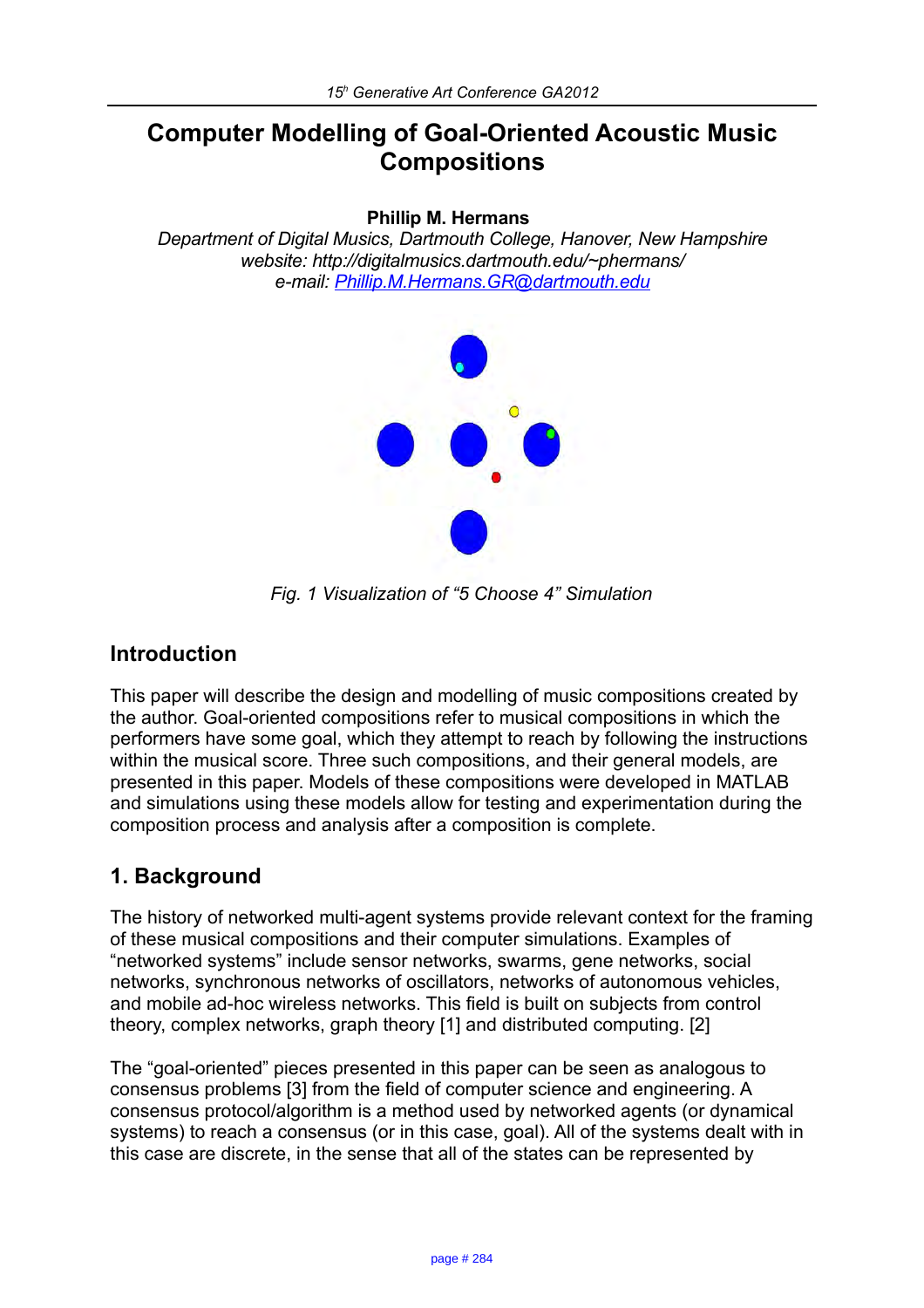# Computer Modelling of Goal-Oriented Acoustic Music Compositions

**Phillip M. Hermans**

*Department of Digital Musics, Dartmouth College, Hanover, New Hampshire*
*website: http://digitalmusics.dartmouth.edu/~phermans/*
*e-mail: Phillip.M.Hermans.GR@dartmouth.edu*

*Fig. 1 Visualization of "5 Choose 4" Simulation*

## Introduction

This paper will describe the design and modelling of music compositions created by the author. Goal-oriented compositions refer to musical compositions in which the performers have some goal, which they attempt to reach by following the instructions within the musical score. Three such compositions, and their general models, are presented in this paper. Models of these compositions were developed in MATLAB and simulations using these models allow for testing and experimentation during the composition process and analysis after a composition is complete.

## 1. Background

The history of networked multi-agent systems provide relevant context for the framing of these musical compositions and their computer simulations. Examples of "networked systems" include sensor networks, swarms, gene networks, social networks, synchronous networks of oscillators, networks of autonomous vehicles, and mobile ad-hoc wireless networks. This field is built on subjects from control theory, complex networks, graph theory [1] and distributed computing. [2]

The "goal-oriented" pieces presented in this paper can be seen as analogous to consensus problems [3] from the field of computer science and engineering. A consensus protocol/algorithm is a method used by networked agents (or dynamical systems) to reach a consensus (or in this case, goal). All of the systems dealt with in this case are discrete, in the sense that all of the states can be represented by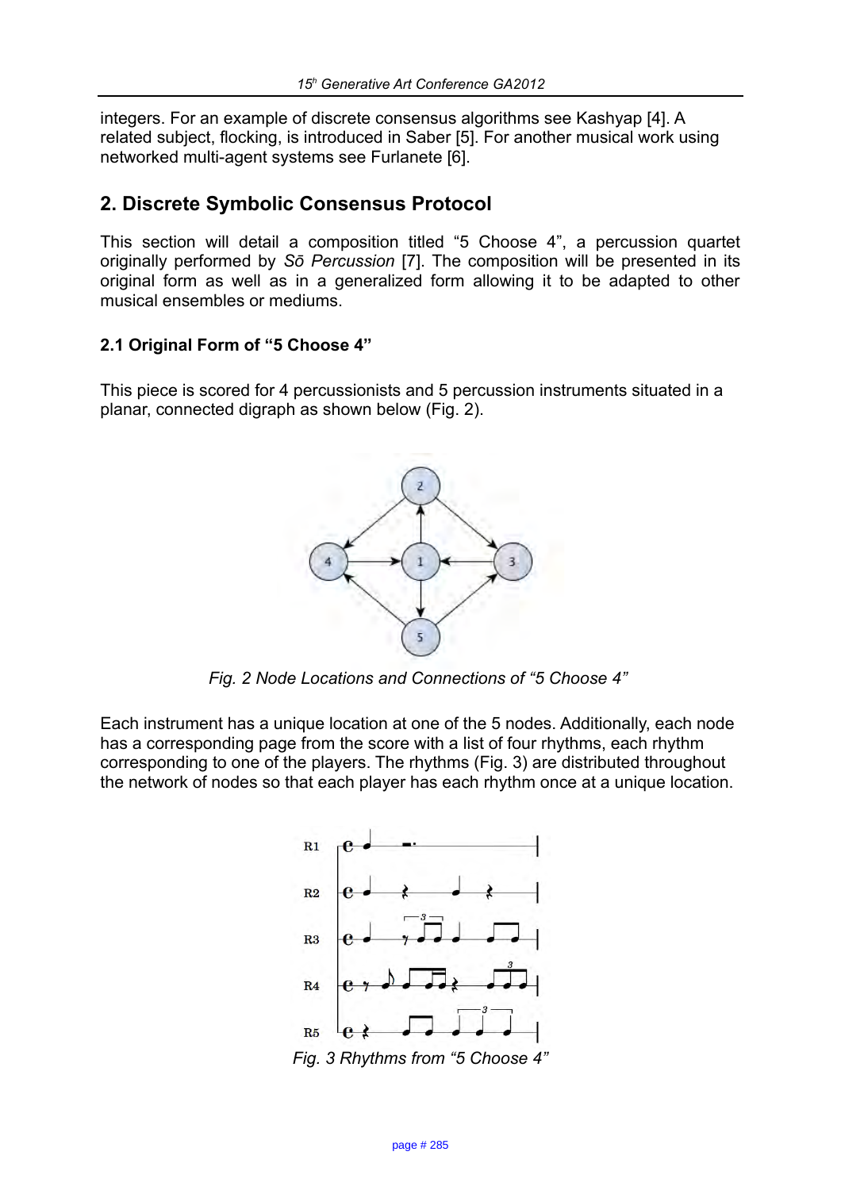integers. For an example of discrete consensus algorithms see Kashyap [4]. A related subject, flocking, is introduced in Saber [5]. For another musical work using networked multi-agent systems see Furlanete [6].

## 2. Discrete Symbolic Consensus Protocol

This section will detail a composition titled “5 Choose 4”, a percussion quartet originally performed by *Sō Percussion* [7]. The composition will be presented in its original form as well as in a generalized form allowing it to be adapted to other musical ensembles or mediums.

### 2.1 Original Form of “5 Choose 4”

This piece is scored for 4 percussionists and 5 percussion instruments situated in a planar, connected digraph as shown below (Fig. 2).

*Fig. 2 Node Locations and Connections of “5 Choose 4”*

Each instrument has a unique location at one of the 5 nodes. Additionally, each node has a corresponding page from the score with a list of four rhythms, each rhythm corresponding to one of the players. The rhythms (Fig. 3) are distributed throughout the network of nodes so that each player has each rhythm once at a unique location.

*Fig. 3 Rhythms from “5 Choose 4”*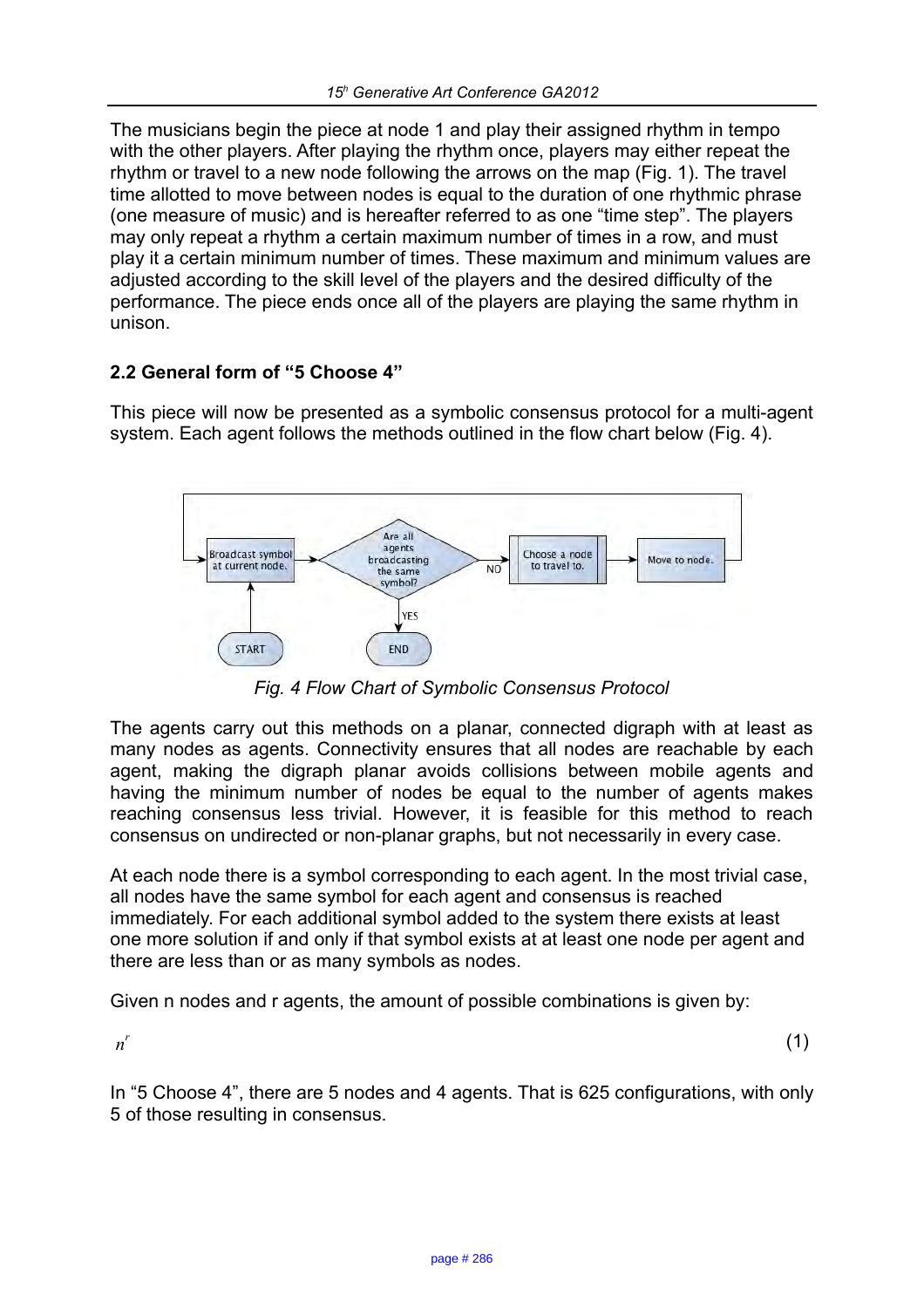The musicians begin the piece at node 1 and play their assigned rhythm in tempo with the other players. After playing the rhythm once, players may either repeat the rhythm or travel to a new node following the arrows on the map (Fig. 1). The travel time allotted to move between nodes is equal to the duration of one rhythmic phrase (one measure of music) and is hereafter referred to as one "time step". The players may only repeat a rhythm a certain maximum number of times in a row, and must play it a certain minimum number of times. These maximum and minimum values are adjusted according to the skill level of the players and the desired difficulty of the performance. The piece ends once all of the players are playing the same rhythm in unison.

### 2.2 General form of "5 Choose 4"

This piece will now be presented as a symbolic consensus protocol for a multi-agent system. Each agent follows the methods outlined in the flow chart below (Fig. 4).

*Fig. 4 Flow Chart of Symbolic Consensus Protocol*

The agents carry out this methods on a planar, connected digraph with at least as many nodes as agents. Connectivity ensures that all nodes are reachable by each agent, making the digraph planar avoids collisions between mobile agents and having the minimum number of nodes be equal to the number of agents makes reaching consensus less trivial. However, it is feasible for this method to reach consensus on undirected or non-planar graphs, but not necessarily in every case.

At each node there is a symbol corresponding to each agent. In the most trivial case, all nodes have the same symbol for each agent and consensus is reached immediately. For each additional symbol added to the system there exists at least one more solution if and only if that symbol exists at at least one node per agent and there are less than or as many symbols as nodes.

Given n nodes and r agents, the amount of possible combinations is given by:

$$n^r \tag{1}$$

In "5 Choose 4", there are 5 nodes and 4 agents. That is 625 configurations, with only 5 of those resulting in consensus.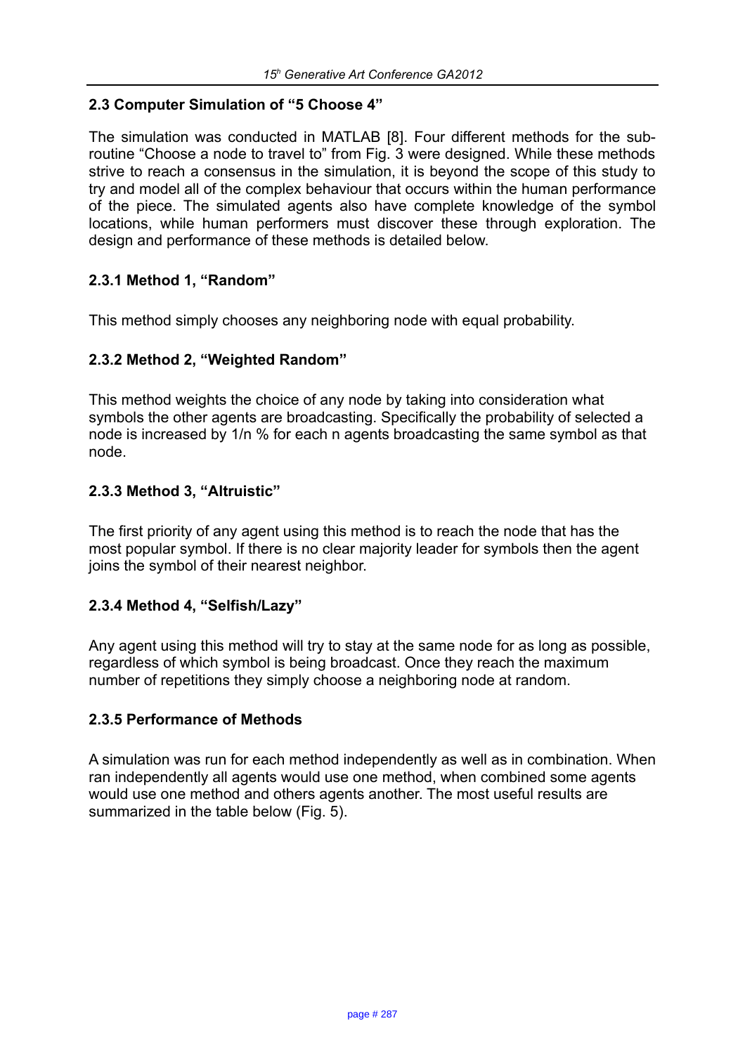### 2.3 Computer Simulation of "5 Choose 4"

The simulation was conducted in MATLAB [8]. Four different methods for the sub-routine "Choose a node to travel to" from Fig. 3 were designed. While these methods strive to reach a consensus in the simulation, it is beyond the scope of this study to try and model all of the complex behaviour that occurs within the human performance of the piece. The simulated agents also have complete knowledge of the symbol locations, while human performers must discover these through exploration. The design and performance of these methods is detailed below.

#### 2.3.1 Method 1, "Random"

This method simply chooses any neighboring node with equal probability.

#### 2.3.2 Method 2, "Weighted Random"

This method weights the choice of any node by taking into consideration what symbols the other agents are broadcasting. Specifically the probability of selected a node is increased by 1/n % for each n agents broadcasting the same symbol as that node.

#### 2.3.3 Method 3, "Altruistic"

The first priority of any agent using this method is to reach the node that has the most popular symbol. If there is no clear majority leader for symbols then the agent joins the symbol of their nearest neighbor.

#### 2.3.4 Method 4, "Selfish/Lazy"

Any agent using this method will try to stay at the same node for as long as possible, regardless of which symbol is being broadcast. Once they reach the maximum number of repetitions they simply choose a neighboring node at random.

#### 2.3.5 Performance of Methods

A simulation was run for each method independently as well as in combination. When ran independently all agents would use one method, when combined some agents would use one method and others agents another. The most useful results are summarized in the table below (Fig. 5).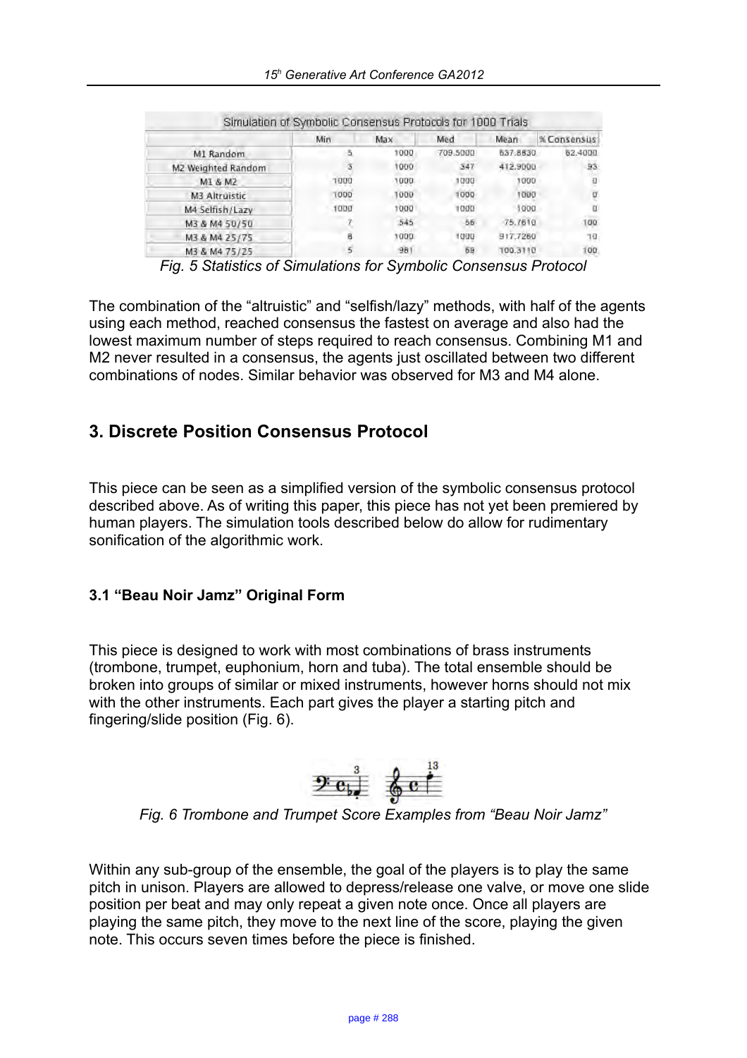| Simulation of Symbolic Consensus Protocols for 1000 Trials | | | | | |
|---|---|---|---|---|---|
| | Min | Max | Med | Mean | % Consensus |
| M1 Random | 5 | 1000 | 709.5000 | 637.8830 | 62.4000 |
| M2 Weighted Random | 3 | 1000 | 347 | 412.9000 | 93 |
| M1 & M2 | 1000 | 1000 | 1000 | 1000 | 0 |
| M3 Altruistic | 1000 | 1000 | 1000 | 1000 | 0 |
| M4 Selfish/Lazy | 1000 | 1000 | 1000 | 1000 | 0 |
| M3 & M4 50/50 | 7 | 545 | 56 | 75.7610 | 100 |
| M3 & M4 25/75 | 8 | 1000 | 1000 | 817.7260 | 10 |
| M3 & M4 75/25 | 5 | 981 | 69 | 100.3110 | 100 |

*Fig. 5 Statistics of Simulations for Symbolic Consensus Protocol*

The combination of the "altruistic" and "selfish/lazy" methods, with half of the agents using each method, reached consensus the fastest on average and also had the lowest maximum number of steps required to reach consensus. Combining M1 and M2 never resulted in a consensus, the agents just oscillated between two different combinations of nodes. Similar behavior was observed for M3 and M4 alone.

## 3. Discrete Position Consensus Protocol

This piece can be seen as a simplified version of the symbolic consensus protocol described above. As of writing this paper, this piece has not yet been premiered by human players. The simulation tools described below do allow for rudimentary sonification of the algorithmic work.

### 3.1 "Beau Noir Jamz" Original Form

This piece is designed to work with most combinations of brass instruments (trombone, trumpet, euphonium, horn and tuba). The total ensemble should be broken into groups of similar or mixed instruments, however horns should not mix with the other instruments. Each part gives the player a starting pitch and fingering/slide position (Fig. 6).

*Fig. 6 Trombone and Trumpet Score Examples from "Beau Noir Jamz"*

Within any sub-group of the ensemble, the goal of the players is to play the same pitch in unison. Players are allowed to depress/release one valve, or move one slide position per beat and may only repeat a given note once. Once all players are playing the same pitch, they move to the next line of the score, playing the given note. This occurs seven times before the piece is finished.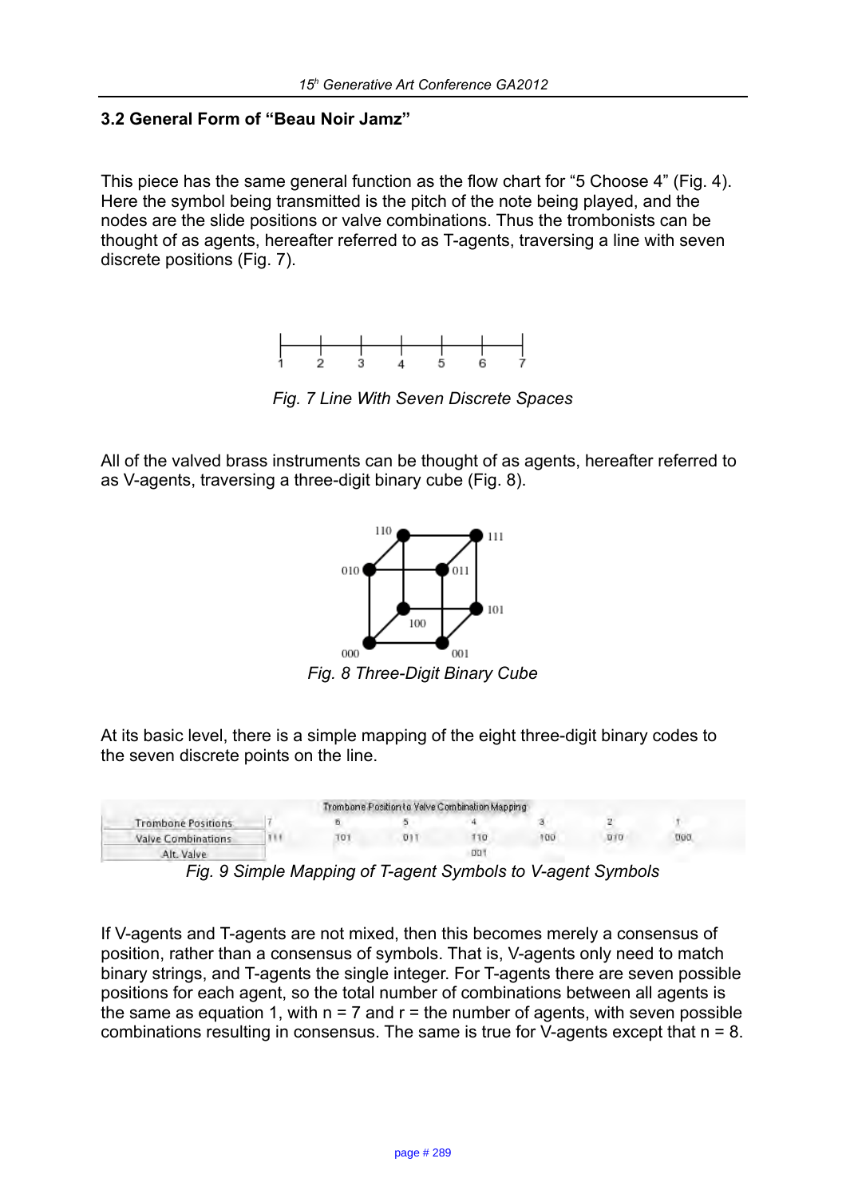### 3.2 General Form of "Beau Noir Jamz"

This piece has the same general function as the flow chart for "5 Choose 4" (Fig. 4). Here the symbol being transmitted is the pitch of the note being played, and the nodes are the slide positions or valve combinations. Thus the trombonists can be thought of as agents, hereafter referred to as T-agents, traversing a line with seven discrete positions (Fig. 7).

*Fig. 7 Line With Seven Discrete Spaces*

All of the valved brass instruments can be thought of as agents, hereafter referred to as V-agents, traversing a three-digit binary cube (Fig. 8).

*Fig. 8 Three-Digit Binary Cube*

At its basic level, there is a simple mapping of the eight three-digit binary codes to the seven discrete points on the line.

| Trombone Position to Valve Combination Mapping | | | | | | | |
|---|---|---|---|---|---|---|---|
| Trombone Positions | 7 | 6 | 5 | 4 | 3 | 2 | 1 |
| Valve Combinations | 111 | 101 | 011 | 110 | 100 | 010 | 000 |
| Alt. Valve | | | | 001 | | | |

*Fig. 9 Simple Mapping of T-agent Symbols to V-agent Symbols*

If V-agents and T-agents are not mixed, then this becomes merely a consensus of position, rather than a consensus of symbols. That is, V-agents only need to match binary strings, and T-agents the single integer. For T-agents there are seven possible positions for each agent, so the total number of combinations between all agents is the same as equation 1, with $n = 7$ and $r =$ the number of agents, with seven possible combinations resulting in consensus. The same is true for V-agents except that $n = 8$.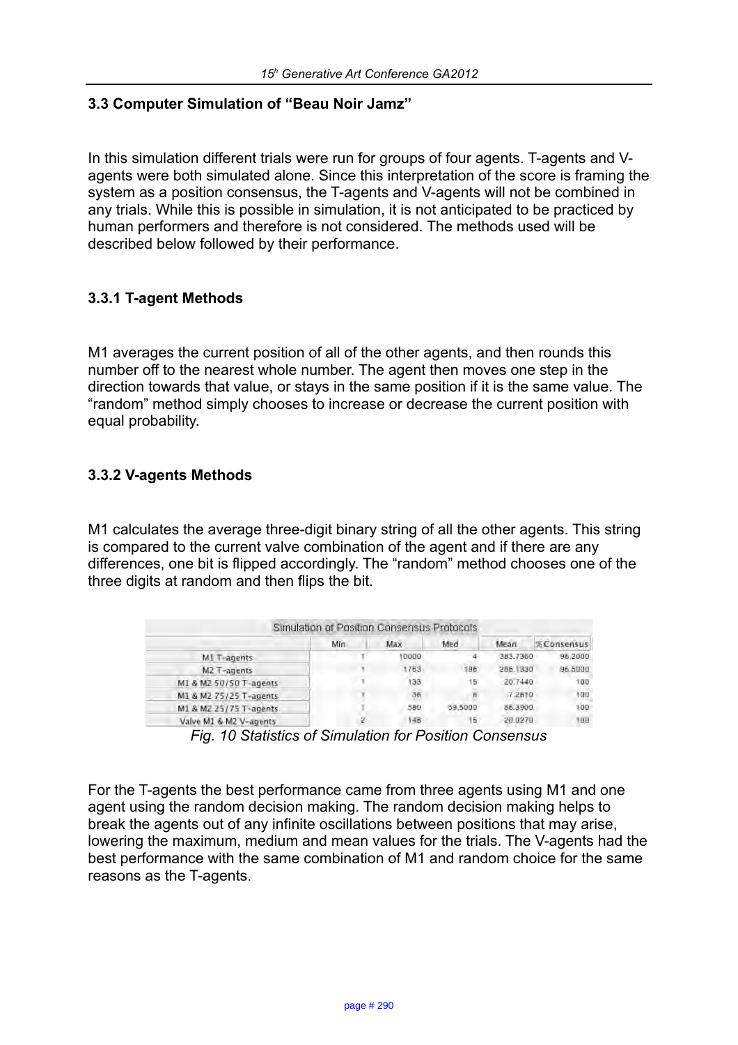### 3.3 Computer Simulation of "Beau Noir Jamz"

In this simulation different trials were run for groups of four agents. T-agents and V-agents were both simulated alone. Since this interpretation of the score is framing the system as a position consensus, the T-agents and V-agents will not be combined in any trials. While this is possible in simulation, it is not anticipated to be practiced by human performers and therefore is not considered. The methods used will be described below followed by their performance.

#### 3.3.1 T-agent Methods

M1 averages the current position of all of the other agents, and then rounds this number off to the nearest whole number. The agent then moves one step in the direction towards that value, or stays in the same position if it is the same value. The "random" method simply chooses to increase or decrease the current position with equal probability.

#### 3.3.2 V-agents Methods

M1 calculates the average three-digit binary string of all the other agents. This string is compared to the current valve combination of the agent and if there are any differences, one bit is flipped accordingly. The "random" method chooses one of the three digits at random and then flips the bit.

| Simulation of Position Consensus Protocols | | | | | |
|---|---|---|---|---|---|
| | Min | Max | Med | Mean | % Consensus |
| M1 T-agents | 1 | 10000 | 4 | 383.7360 | 96.2000 |
| M2 T-agents | 1 | 1763 | 186 | 286.1330 | 96.5000 |
| M1 & M2 50/50 T-agents | 1 | 133 | 15 | 20.7440 | 100 |
| M1 & M2 75/25 T-agents | 1 | 36 | 6 | 7.2810 | 100 |
| M1 & M2 25/75 T-agents | 1 | 580 | 59.5000 | 86.3900 | 100 |
| Valve M1 & M2 V-agents | 2 | 148 | 15 | 20.9270 | 100 |

*Fig. 10 Statistics of Simulation for Position Consensus*

For the T-agents the best performance came from three agents using M1 and one agent using the random decision making. The random decision making helps to break the agents out of any infinite oscillations between positions that may arise, lowering the maximum, medium and mean values for the trials. The V-agents had the best performance with the same combination of M1 and random choice for the same reasons as the T-agents.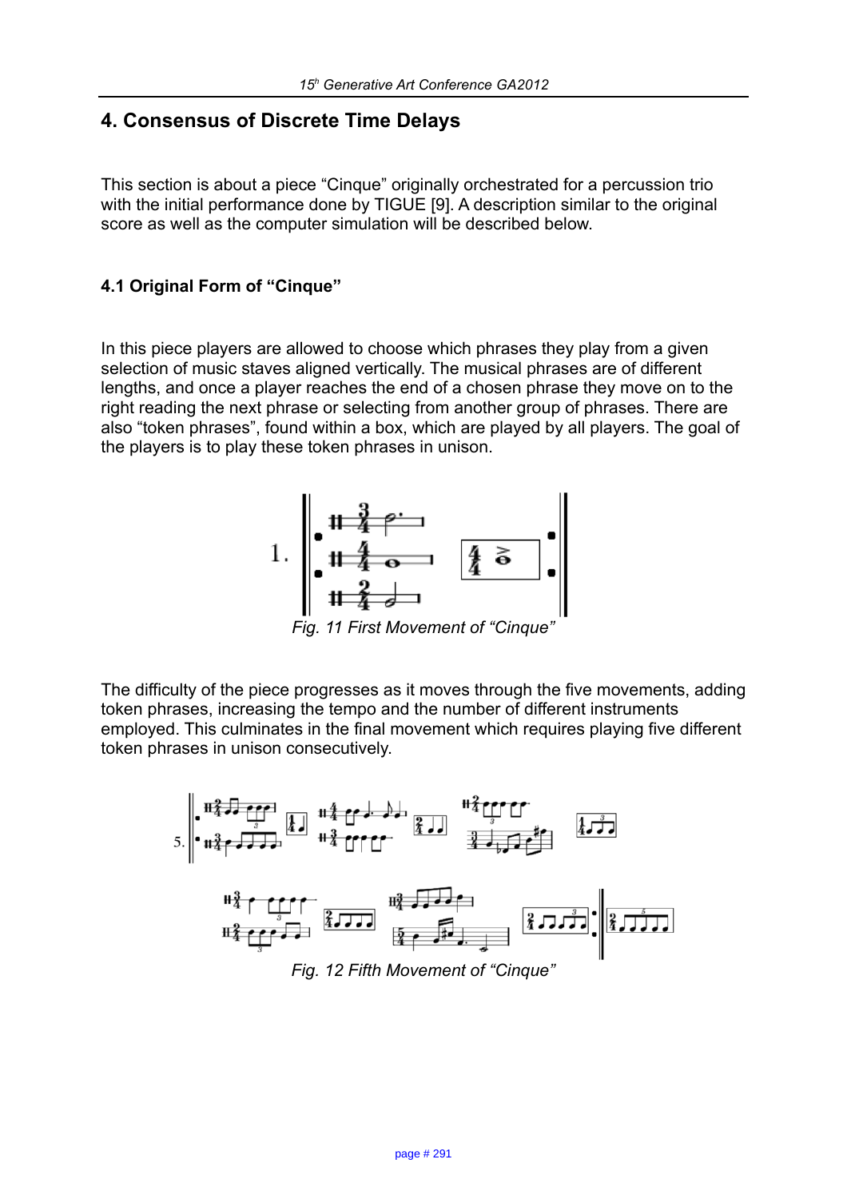## 4. Consensus of Discrete Time Delays

This section is about a piece "Cinque" originally orchestrated for a percussion trio with the initial performance done by TIGUE [9]. A description similar to the original score as well as the computer simulation will be described below.

### 4.1 Original Form of "Cinque"

In this piece players are allowed to choose which phrases they play from a given selection of music staves aligned vertically. The musical phrases are of different lengths, and once a player reaches the end of a chosen phrase they move on to the right reading the next phrase or selecting from another group of phrases. There are also "token phrases", found within a box, which are played by all players. The goal of the players is to play these token phrases in unison.

*Fig. 11 First Movement of "Cinque"*

The difficulty of the piece progresses as it moves through the five movements, adding token phrases, increasing the tempo and the number of different instruments employed. This culminates in the final movement which requires playing five different token phrases in unison consecutively.

*Fig. 12 Fifth Movement of "Cinque"*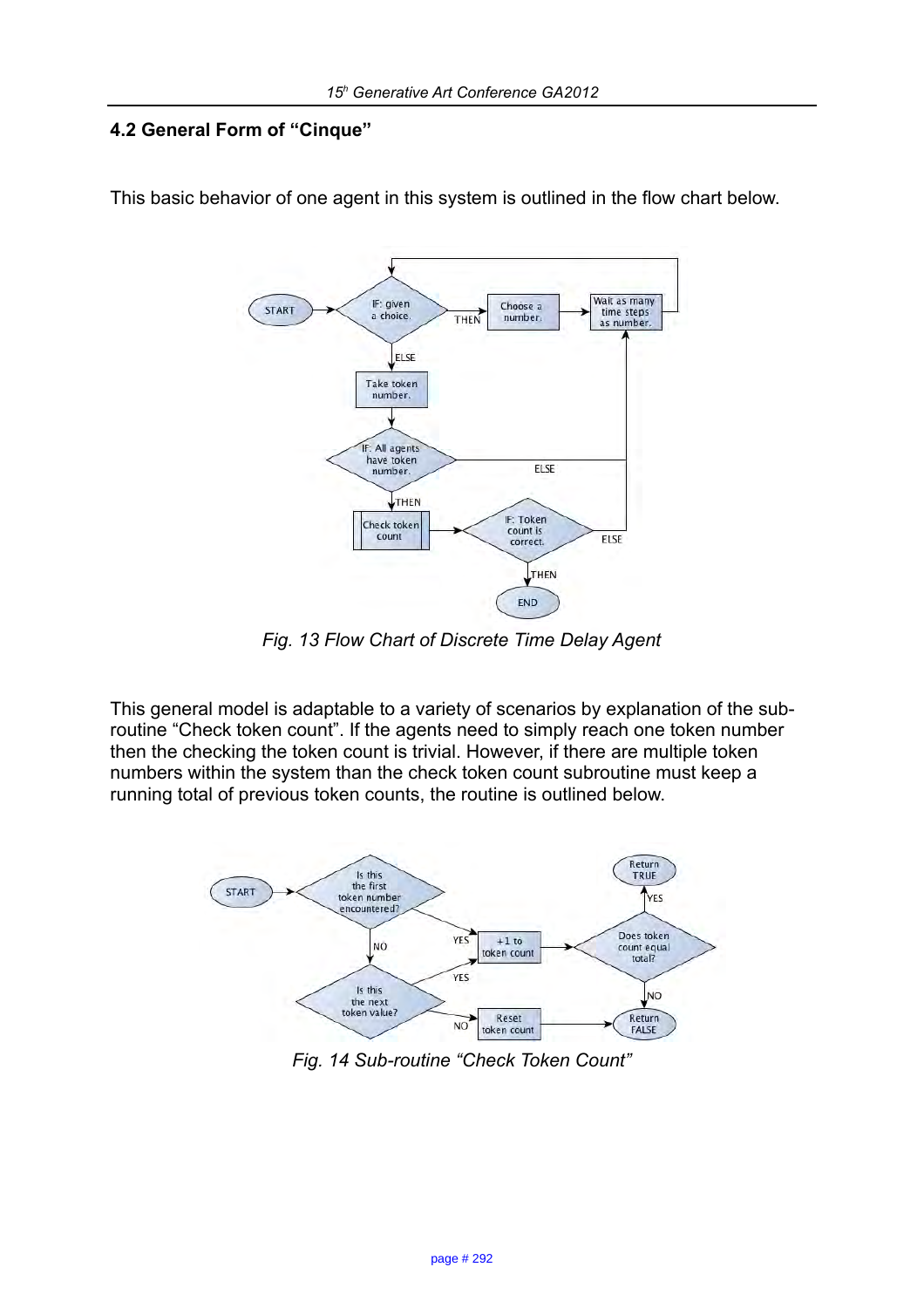## 4.2 General Form of "Cinque"

This basic behavior of one agent in this system is outlined in the flow chart below.

*Fig. 13 Flow Chart of Discrete Time Delay Agent*

This general model is adaptable to a variety of scenarios by explanation of the sub-routine "Check token count". If the agents need to simply reach one token number then the checking the token count is trivial. However, if there are multiple token numbers within the system than the check token count subroutine must keep a running total of previous token counts, the routine is outlined below.

*Fig. 14 Sub-routine "Check Token Count"*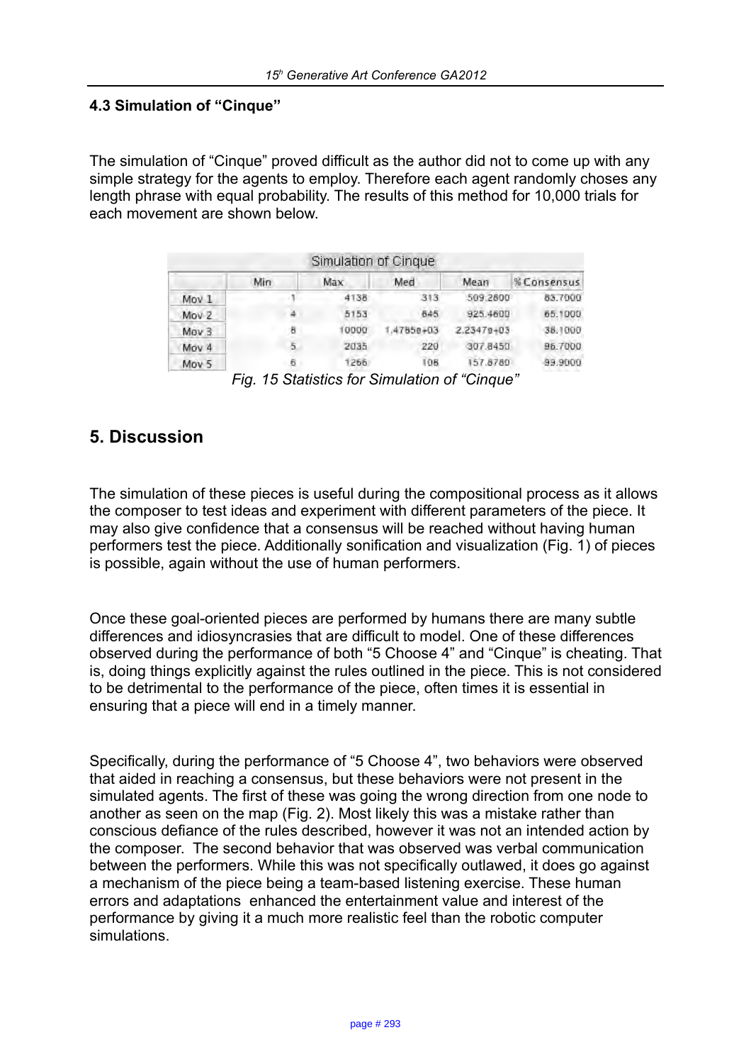### 4.3 Simulation of "Cinque"

The simulation of "Cinque" proved difficult as the author did not to come up with any simple strategy for the agents to employ. Therefore each agent randomly choses any length phrase with equal probability. The results of this method for 10,000 trials for each movement are shown below.

| Simulation of Cinque | | | | | |
|---|---|---|---|---|---|
| | Min | Max | Med | Mean | % Consensus |
| Mov 1 | 1 | 4138 | 313 | 509.2800 | 83.7000 |
| Mov 2 | 4 | 5153 | 645 | 925.4600 | 65.1000 |
| Mov 3 | 8 | 10000 | 1.4785e+03 | 2.2347e+03 | 38.1000 |
| Mov 4 | 5 | 2035 | 220 | 307.8450 | 96.7000 |
| Mov 5 | 6 | 1266 | 108 | 157.8780 | 99.9000 |

*Fig. 15 Statistics for Simulation of "Cinque"*

## 5. Discussion

The simulation of these pieces is useful during the compositional process as it allows the composer to test ideas and experiment with different parameters of the piece. It may also give confidence that a consensus will be reached without having human performers test the piece. Additionally sonification and visualization (Fig. 1) of pieces is possible, again without the use of human performers.

Once these goal-oriented pieces are performed by humans there are many subtle differences and idiosyncrasies that are difficult to model. One of these differences observed during the performance of both "5 Choose 4" and "Cinque" is cheating. That is, doing things explicitly against the rules outlined in the piece. This is not considered to be detrimental to the performance of the piece, often times it is essential in ensuring that a piece will end in a timely manner.

Specifically, during the performance of "5 Choose 4", two behaviors were observed that aided in reaching a consensus, but these behaviors were not present in the simulated agents. The first of these was going the wrong direction from one node to another as seen on the map (Fig. 2). Most likely this was a mistake rather than conscious defiance of the rules described, however it was not an intended action by the composer. The second behavior that was observed was verbal communication between the performers. While this was not specifically outlawed, it does go against a mechanism of the piece being a team-based listening exercise. These human errors and adaptations enhanced the entertainment value and interest of the performance by giving it a much more realistic feel than the robotic computer simulations.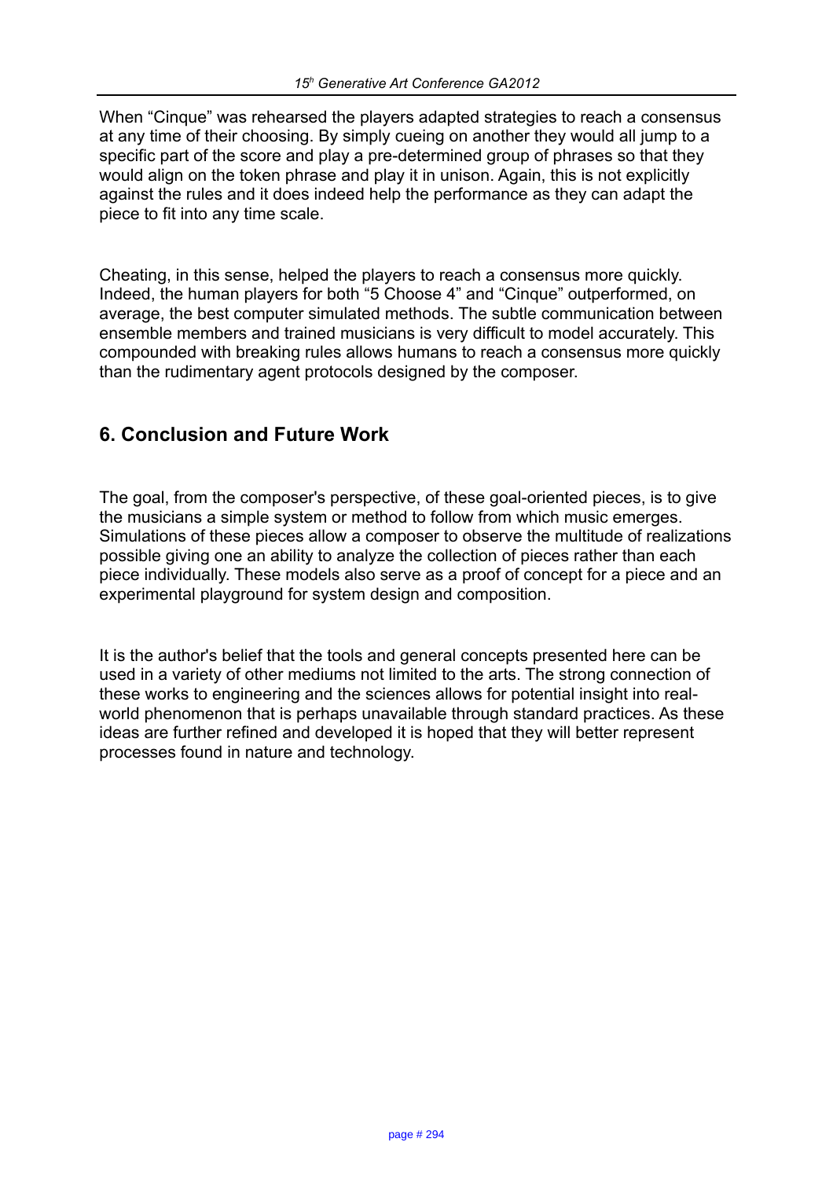When “Cinque” was rehearsed the players adapted strategies to reach a consensus at any time of their choosing. By simply cueing on another they would all jump to a specific part of the score and play a pre-determined group of phrases so that they would align on the token phrase and play it in unison. Again, this is not explicitly against the rules and it does indeed help the performance as they can adapt the piece to fit into any time scale.

Cheating, in this sense, helped the players to reach a consensus more quickly. Indeed, the human players for both “5 Choose 4” and “Cinque” outperformed, on average, the best computer simulated methods. The subtle communication between ensemble members and trained musicians is very difficult to model accurately. This compounded with breaking rules allows humans to reach a consensus more quickly than the rudimentary agent protocols designed by the composer.

## 6. Conclusion and Future Work

The goal, from the composer's perspective, of these goal-oriented pieces, is to give the musicians a simple system or method to follow from which music emerges. Simulations of these pieces allow a composer to observe the multitude of realizations possible giving one an ability to analyze the collection of pieces rather than each piece individually. These models also serve as a proof of concept for a piece and an experimental playground for system design and composition.

It is the author's belief that the tools and general concepts presented here can be used in a variety of other mediums not limited to the arts. The strong connection of these works to engineering and the sciences allows for potential insight into real-world phenomenon that is perhaps unavailable through standard practices. As these ideas are further refined and developed it is hoped that they will better represent processes found in nature and technology.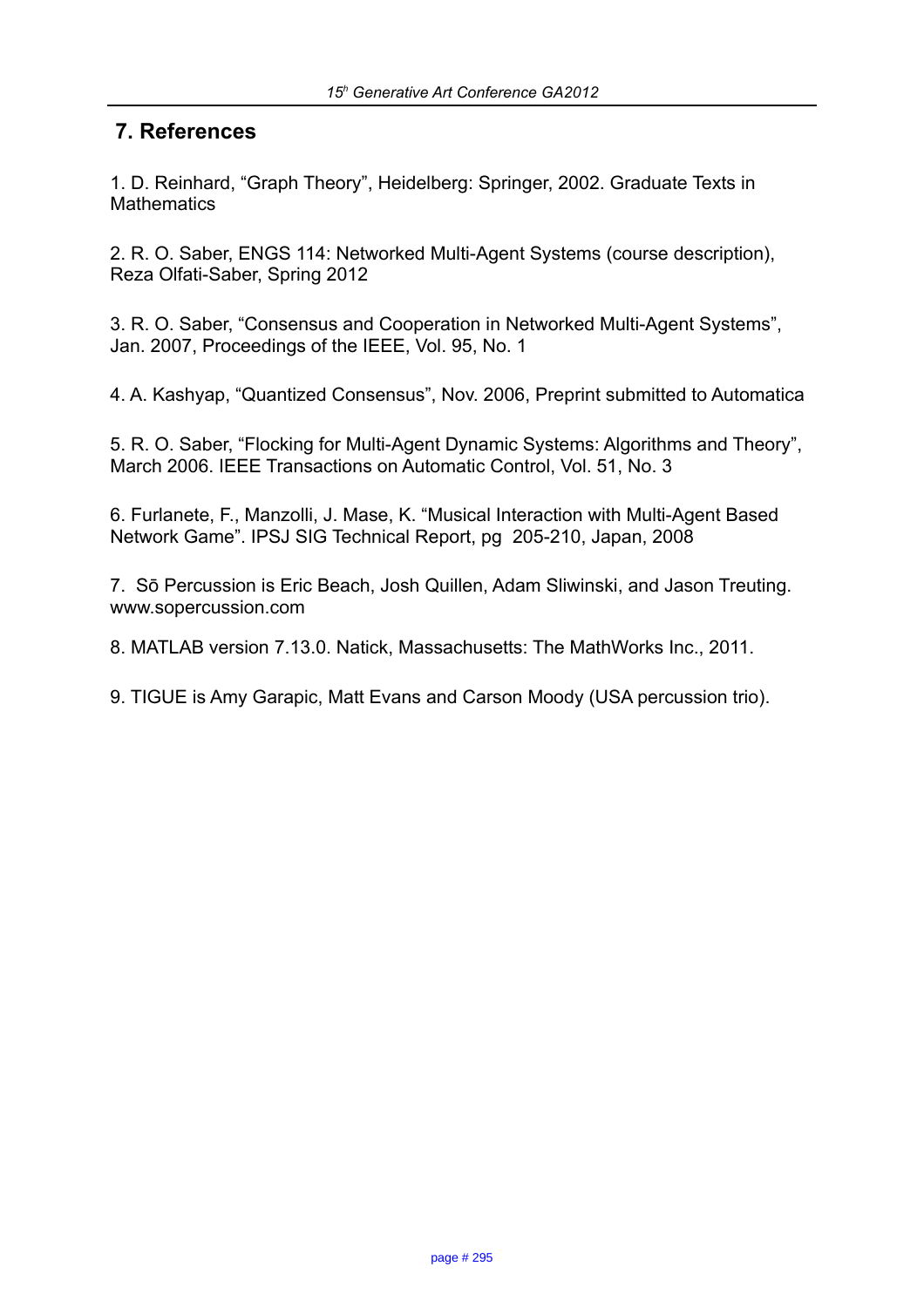## 7. References

1. D. Reinhard, “Graph Theory”, Heidelberg: Springer, 2002. Graduate Texts in Mathematics

2. R. O. Saber, ENGS 114: Networked Multi-Agent Systems (course description), Reza Olfati-Saber, Spring 2012

3. R. O. Saber, “Consensus and Cooperation in Networked Multi-Agent Systems”, Jan. 2007, Proceedings of the IEEE, Vol. 95, No. 1

4. A. Kashyap, “Quantized Consensus”, Nov. 2006, Preprint submitted to Automatica

5. R. O. Saber, “Flocking for Multi-Agent Dynamic Systems: Algorithms and Theory”, March 2006. IEEE Transactions on Automatic Control, Vol. 51, No. 3

6. Furlanete, F., Manzolli, J. Mase, K. “Musical Interaction with Multi-Agent Based Network Game”. IPSJ SIG Technical Report, pg 205-210, Japan, 2008

7. Sō Percussion is Eric Beach, Josh Quillen, Adam Sliwinski, and Jason Treuting. www.sopercussion.com

8. MATLAB version 7.13.0. Natick, Massachusetts: The MathWorks Inc., 2011.

9. TIGUE is Amy Garapic, Matt Evans and Carson Moody (USA percussion trio).